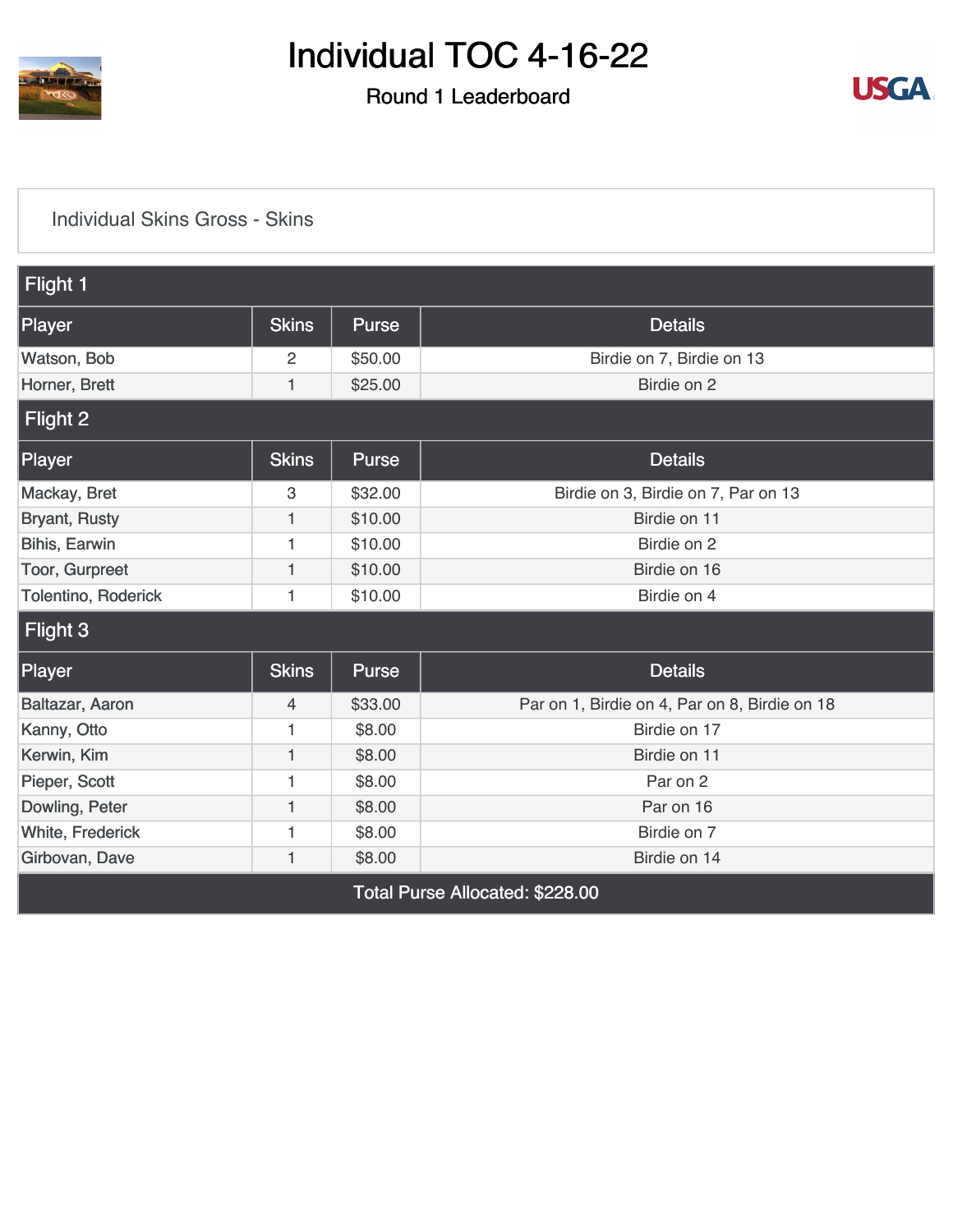# Individual TOC 4-16-22

## Round 1 Leaderboard

### Individual Skins Gross - Skins

| Flight 1 | | | |
|---|---|---|---|
| **Player** | **Skins** | **Purse** | **Details** |
| Watson, Bob | 2 | $50.00 | Birdie on 7, Birdie on 13 |
| Horner, Brett | 1 | $25.00 | Birdie on 2 |

| Flight 2 | | | |
|---|---|---|---|
| **Player** | **Skins** | **Purse** | **Details** |
| Mackay, Bret | 3 | $32.00 | Birdie on 3, Birdie on 7, Par on 13 |
| Bryant, Rusty | 1 | $10.00 | Birdie on 11 |
| Bihis, Earwin | 1 | $10.00 | Birdie on 2 |
| Toor, Gurpreet | 1 | $10.00 | Birdie on 16 |
| Tolentino, Roderick | 1 | $10.00 | Birdie on 4 |

| Flight 3 | | | |
|---|---|---|---|
| **Player** | **Skins** | **Purse** | **Details** |
| Baltazar, Aaron | 4 | $33.00 | Par on 1, Birdie on 4, Par on 8, Birdie on 18 |
| Kanny, Otto | 1 | $8.00 | Birdie on 17 |
| Kerwin, Kim | 1 | $8.00 | Birdie on 11 |
| Pieper, Scott | 1 | $8.00 | Par on 2 |
| Dowling, Peter | 1 | $8.00 | Par on 16 |
| White, Frederick | 1 | $8.00 | Birdie on 7 |
| Girbovan, Dave | 1 | $8.00 | Birdie on 14 |

**Total Purse Allocated: $228.00**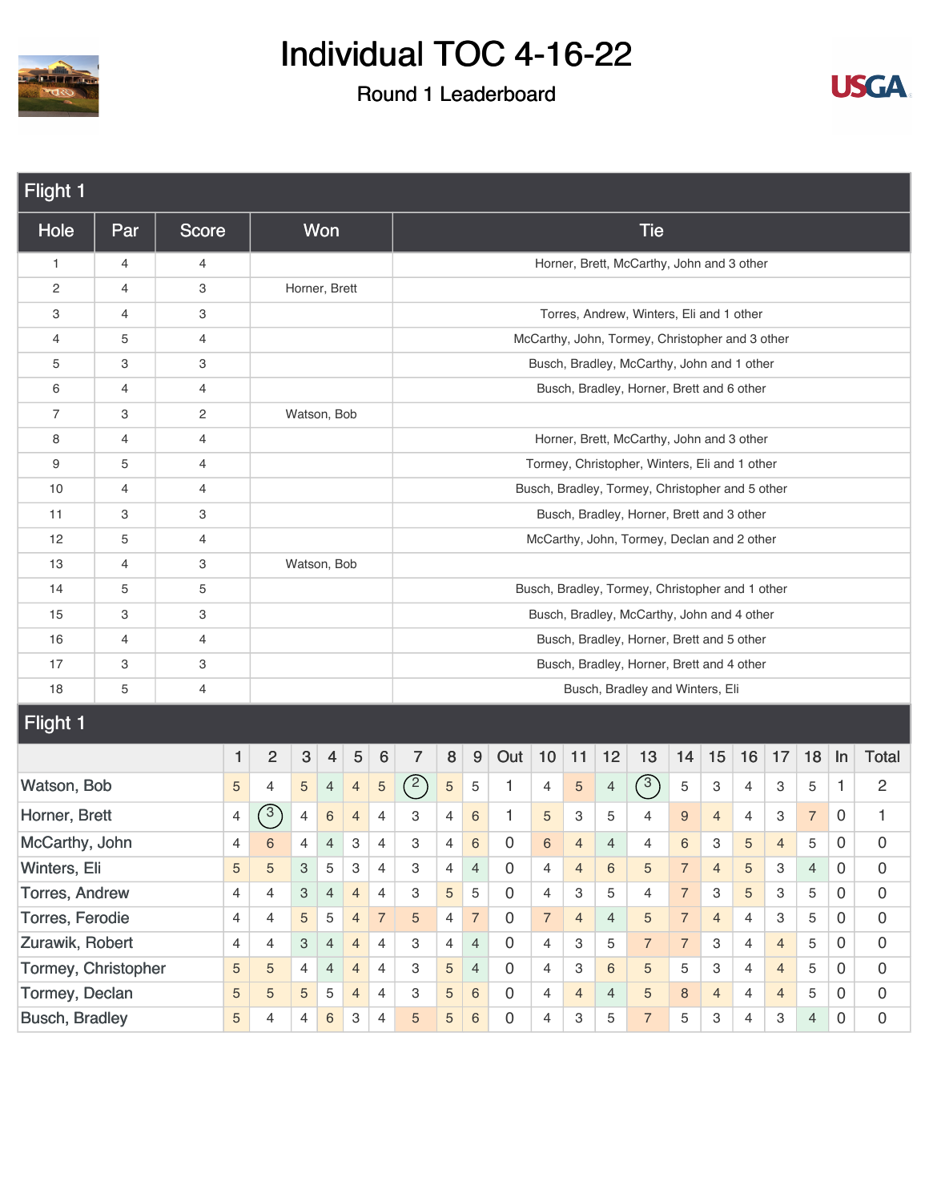# Individual TOC 4-16-22

## Round 1 Leaderboard

### Flight 1

| Hole | Par | Score | Won | Tie |
|---|---|---|---|---|
| 1 | 4 | 4 | | Horner, Brett, McCarthy, John and 3 other |
| 2 | 4 | 3 | Horner, Brett | |
| 3 | 4 | 3 | | Torres, Andrew, Winters, Eli and 1 other |
| 4 | 5 | 4 | | McCarthy, John, Tormey, Christopher and 3 other |
| 5 | 3 | 3 | | Busch, Bradley, McCarthy, John and 1 other |
| 6 | 4 | 4 | | Busch, Bradley, Horner, Brett and 6 other |
| 7 | 3 | 2 | Watson, Bob | |
| 8 | 4 | 4 | | Horner, Brett, McCarthy, John and 3 other |
| 9 | 5 | 4 | | Tormey, Christopher, Winters, Eli and 1 other |
| 10 | 4 | 4 | | Busch, Bradley, Tormey, Christopher and 5 other |
| 11 | 3 | 3 | | Busch, Bradley, Horner, Brett and 3 other |
| 12 | 5 | 4 | | McCarthy, John, Tormey, Declan and 2 other |
| 13 | 4 | 3 | Watson, Bob | |
| 14 | 5 | 5 | | Busch, Bradley, Tormey, Christopher and 1 other |
| 15 | 3 | 3 | | Busch, Bradley, McCarthy, John and 4 other |
| 16 | 4 | 4 | | Busch, Bradley, Horner, Brett and 5 other |
| 17 | 3 | 3 | | Busch, Bradley, Horner, Brett and 4 other |
| 18 | 5 | 4 | | Busch, Bradley and Winters, Eli |

### Flight 1

| | 1 | 2 | 3 | 4 | 5 | 6 | 7 | 8 | 9 | Out | 10 | 11 | 12 | 13 | 14 | 15 | 16 | 17 | 18 | In | Total |
|---|---|---|---|---|---|---|---|---|---|---|---|---|---|---|---|---|---|---|---|---|---|
| Watson, Bob | 5 | 4 | 5 | 4 | 4 | 5 | 2 | 5 | 5 | 1 | 4 | 5 | 4 | 3 | 5 | 3 | 4 | 3 | 5 | 1 | 2 |
| Horner, Brett | 4 | 3 | 4 | 6 | 4 | 4 | 3 | 4 | 6 | 1 | 5 | 3 | 5 | 4 | 9 | 4 | 4 | 3 | 7 | 0 | 1 |
| McCarthy, John | 4 | 6 | 4 | 4 | 3 | 4 | 3 | 4 | 6 | 0 | 6 | 4 | 4 | 4 | 6 | 3 | 5 | 4 | 5 | 0 | 0 |
| Winters, Eli | 5 | 5 | 3 | 5 | 3 | 4 | 3 | 4 | 4 | 0 | 4 | 4 | 6 | 5 | 7 | 4 | 5 | 3 | 4 | 0 | 0 |
| Torres, Andrew | 4 | 4 | 3 | 4 | 4 | 4 | 3 | 5 | 5 | 0 | 4 | 3 | 5 | 4 | 7 | 3 | 5 | 3 | 5 | 0 | 0 |
| Torres, Ferodie | 4 | 4 | 5 | 5 | 4 | 7 | 5 | 4 | 7 | 0 | 7 | 4 | 4 | 5 | 7 | 4 | 4 | 3 | 5 | 0 | 0 |
| Zurawik, Robert | 4 | 4 | 3 | 4 | 4 | 4 | 3 | 4 | 4 | 0 | 4 | 3 | 5 | 7 | 7 | 3 | 4 | 4 | 5 | 0 | 0 |
| Tormey, Christopher | 5 | 5 | 4 | 4 | 4 | 4 | 3 | 5 | 4 | 0 | 4 | 3 | 6 | 5 | 5 | 3 | 4 | 4 | 5 | 0 | 0 |
| Tormey, Declan | 5 | 5 | 5 | 5 | 4 | 4 | 3 | 5 | 6 | 0 | 4 | 4 | 4 | 5 | 8 | 4 | 4 | 4 | 5 | 0 | 0 |
| Busch, Bradley | 5 | 4 | 4 | 6 | 3 | 4 | 5 | 5 | 6 | 0 | 4 | 3 | 5 | 7 | 5 | 3 | 4 | 3 | 4 | 0 | 0 |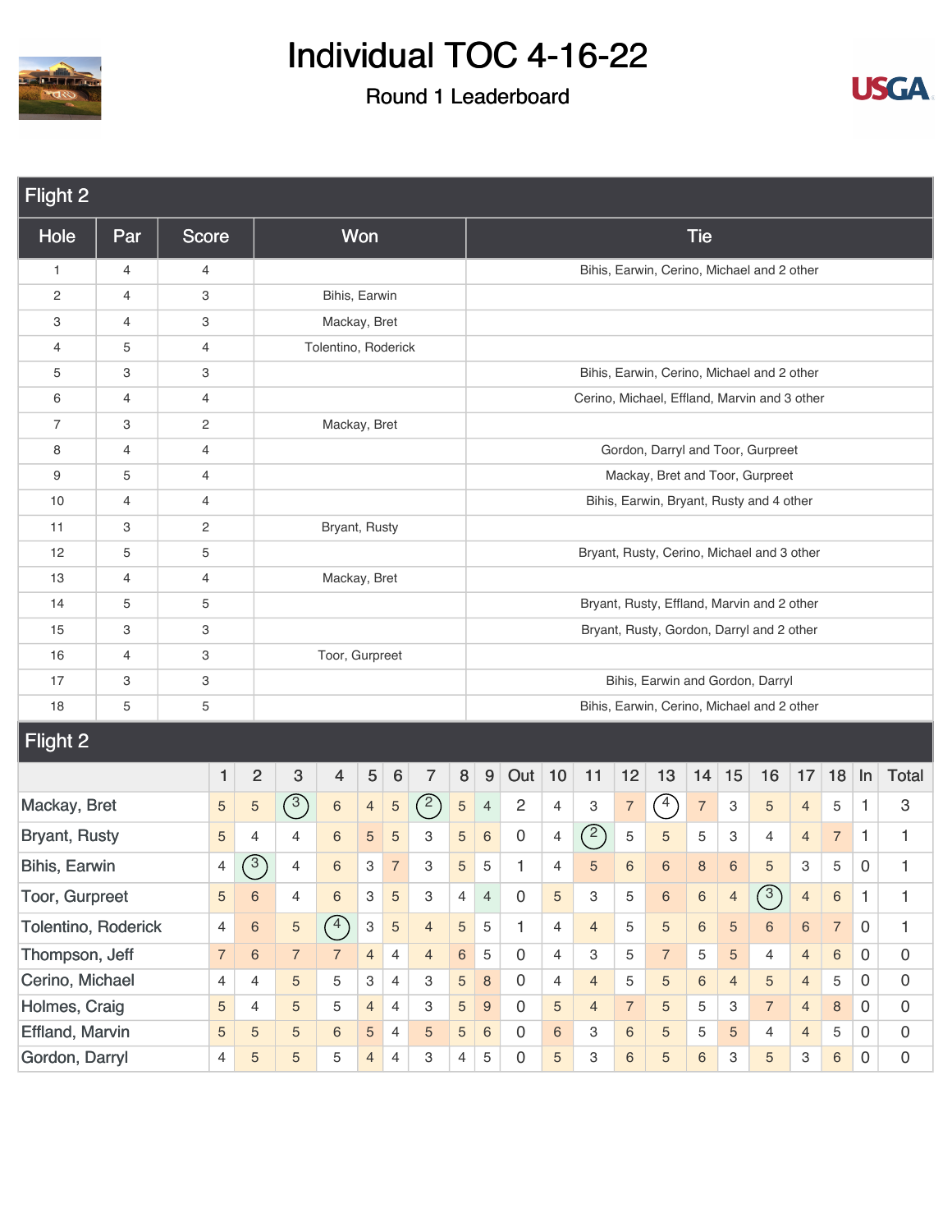# Individual TOC 4-16-22

## Round 1 Leaderboard

### Flight 2

| Hole | Par | Score | Won | Tie |
|---|---|---|---|---|
| 1 | 4 | 4 | | Bihis, Earwin, Cerino, Michael and 2 other |
| 2 | 4 | 3 | Bihis, Earwin | |
| 3 | 4 | 3 | Mackay, Bret | |
| 4 | 5 | 4 | Tolentino, Roderick | |
| 5 | 3 | 3 | | Bihis, Earwin, Cerino, Michael and 2 other |
| 6 | 4 | 4 | | Cerino, Michael, Effland, Marvin and 3 other |
| 7 | 3 | 2 | Mackay, Bret | |
| 8 | 4 | 4 | | Gordon, Darryl and Toor, Gurpreet |
| 9 | 5 | 4 | | Mackay, Bret and Toor, Gurpreet |
| 10 | 4 | 4 | | Bihis, Earwin, Bryant, Rusty and 4 other |
| 11 | 3 | 2 | Bryant, Rusty | |
| 12 | 5 | 5 | | Bryant, Rusty, Cerino, Michael and 3 other |
| 13 | 4 | 4 | Mackay, Bret | |
| 14 | 5 | 5 | | Bryant, Rusty, Effland, Marvin and 2 other |
| 15 | 3 | 3 | | Bryant, Rusty, Gordon, Darryl and 2 other |
| 16 | 4 | 3 | Toor, Gurpreet | |
| 17 | 3 | 3 | | Bihis, Earwin and Gordon, Darryl |
| 18 | 5 | 5 | | Bihis, Earwin, Cerino, Michael and 2 other |

### Flight 2

| | 1 | 2 | 3 | 4 | 5 | 6 | 7 | 8 | 9 | Out | 10 | 11 | 12 | 13 | 14 | 15 | 16 | 17 | 18 | In | Total |
|---|---|---|---|---|---|---|---|---|---|---|---|---|---|---|---|---|---|---|---|---|---|
| Mackay, Bret | 5 | 5 | 3 | 6 | 4 | 5 | 2 | 5 | 4 | 2 | 4 | 3 | 7 | 4 | 7 | 3 | 5 | 4 | 5 | 1 | 3 |
| Bryant, Rusty | 5 | 4 | 4 | 6 | 5 | 5 | 3 | 5 | 6 | 0 | 4 | 2 | 5 | 5 | 5 | 3 | 4 | 4 | 7 | 1 | 1 |
| Bihis, Earwin | 4 | 3 | 4 | 6 | 3 | 7 | 3 | 5 | 5 | 1 | 4 | 5 | 6 | 6 | 8 | 6 | 5 | 3 | 5 | 0 | 1 |
| Toor, Gurpreet | 5 | 6 | 4 | 6 | 3 | 5 | 3 | 4 | 4 | 0 | 5 | 3 | 5 | 6 | 6 | 4 | 3 | 4 | 6 | 1 | 1 |
| Tolentino, Roderick | 4 | 6 | 5 | 4 | 3 | 5 | 4 | 5 | 5 | 1 | 4 | 4 | 5 | 5 | 6 | 5 | 6 | 6 | 7 | 0 | 1 |
| Thompson, Jeff | 7 | 6 | 7 | 7 | 4 | 4 | 4 | 6 | 5 | 0 | 4 | 3 | 5 | 7 | 5 | 5 | 4 | 4 | 6 | 0 | 0 |
| Cerino, Michael | 4 | 4 | 5 | 5 | 3 | 4 | 3 | 5 | 8 | 0 | 4 | 4 | 5 | 5 | 6 | 4 | 5 | 4 | 5 | 0 | 0 |
| Holmes, Craig | 5 | 4 | 5 | 5 | 4 | 4 | 3 | 5 | 9 | 0 | 5 | 4 | 7 | 5 | 5 | 3 | 7 | 4 | 8 | 0 | 0 |
| Effland, Marvin | 5 | 5 | 5 | 6 | 5 | 4 | 5 | 5 | 6 | 0 | 6 | 3 | 6 | 5 | 5 | 5 | 4 | 4 | 5 | 0 | 0 |
| Gordon, Darryl | 4 | 5 | 5 | 5 | 4 | 4 | 3 | 4 | 5 | 0 | 5 | 3 | 6 | 5 | 6 | 3 | 5 | 3 | 6 | 0 | 0 |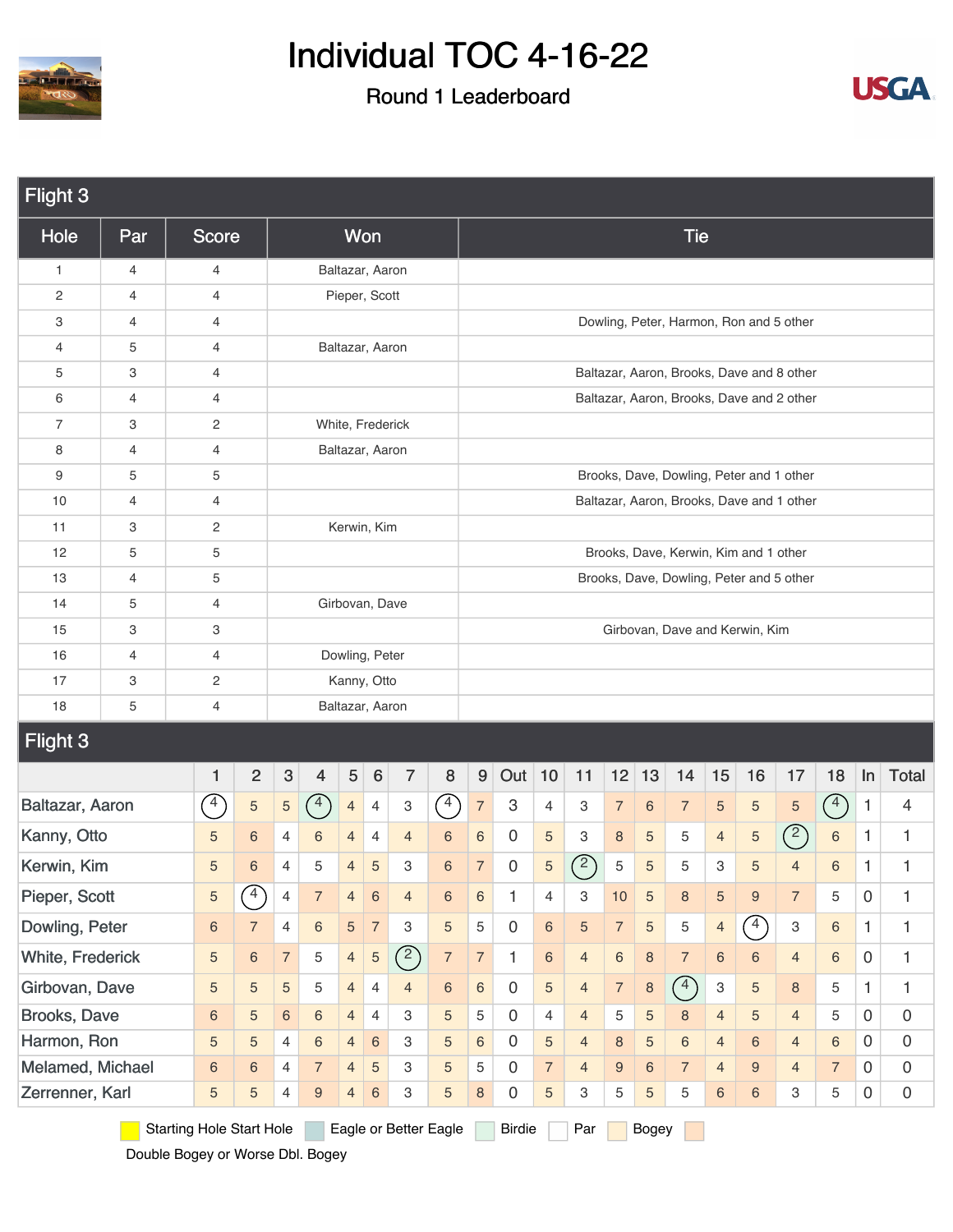# Individual TOC 4-16-22

Round 1 Leaderboard

## Flight 3

| Hole | Par | Score | Won | Tie |
|---|---|---|---|---|
| 1 | 4 | 4 | Baltazar, Aaron | |
| 2 | 4 | 4 | Pieper, Scott | |
| 3 | 4 | 4 | | Dowling, Peter, Harmon, Ron and 5 other |
| 4 | 5 | 4 | Baltazar, Aaron | |
| 5 | 3 | 4 | | Baltazar, Aaron, Brooks, Dave and 8 other |
| 6 | 4 | 4 | | Baltazar, Aaron, Brooks, Dave and 2 other |
| 7 | 3 | 2 | White, Frederick | |
| 8 | 4 | 4 | Baltazar, Aaron | |
| 9 | 5 | 5 | | Brooks, Dave, Dowling, Peter and 1 other |
| 10 | 4 | 4 | | Baltazar, Aaron, Brooks, Dave and 1 other |
| 11 | 3 | 2 | Kerwin, Kim | |
| 12 | 5 | 5 | | Brooks, Dave, Kerwin, Kim and 1 other |
| 13 | 4 | 5 | | Brooks, Dave, Dowling, Peter and 5 other |
| 14 | 5 | 4 | Girbovan, Dave | |
| 15 | 3 | 3 | | Girbovan, Dave and Kerwin, Kim |
| 16 | 4 | 4 | Dowling, Peter | |
| 17 | 3 | 2 | Kanny, Otto | |
| 18 | 5 | 4 | Baltazar, Aaron | |

## Flight 3

| | 1 | 2 | 3 | 4 | 5 | 6 | 7 | 8 | 9 | Out | 10 | 11 | 12 | 13 | 14 | 15 | 16 | 17 | 18 | In | Total |
|---|---|---|---|---|---|---|---|---|---|---|---|---|---|---|---|---|---|---|---|---|---|
| Baltazar, Aaron | 4 | 5 | 5 | 4 | 4 | 4 | 3 | 4 | 7 | 3 | 4 | 3 | 7 | 6 | 7 | 5 | 5 | 5 | 4 | 1 | 4 |
| Kanny, Otto | 5 | 6 | 4 | 6 | 4 | 4 | 4 | 6 | 6 | 0 | 5 | 3 | 8 | 5 | 5 | 4 | 5 | 2 | 6 | 1 | 1 |
| Kerwin, Kim | 5 | 6 | 4 | 5 | 4 | 5 | 3 | 6 | 7 | 0 | 5 | 2 | 5 | 5 | 5 | 3 | 5 | 4 | 6 | 1 | 1 |
| Pieper, Scott | 5 | 4 | 4 | 7 | 4 | 6 | 4 | 6 | 6 | 1 | 4 | 3 | 10 | 5 | 8 | 5 | 9 | 7 | 5 | 0 | 1 |
| Dowling, Peter | 6 | 7 | 4 | 6 | 5 | 7 | 3 | 5 | 5 | 0 | 6 | 5 | 7 | 5 | 5 | 4 | 4 | 3 | 6 | 1 | 1 |
| White, Frederick | 5 | 6 | 7 | 5 | 4 | 5 | 2 | 7 | 7 | 1 | 6 | 4 | 6 | 8 | 7 | 6 | 6 | 4 | 6 | 0 | 1 |
| Girbovan, Dave | 5 | 5 | 5 | 5 | 4 | 4 | 4 | 6 | 6 | 0 | 5 | 4 | 7 | 8 | 4 | 3 | 5 | 8 | 5 | 1 | 1 |
| Brooks, Dave | 6 | 5 | 6 | 6 | 4 | 4 | 3 | 5 | 5 | 0 | 4 | 4 | 5 | 5 | 8 | 4 | 5 | 4 | 5 | 0 | 0 |
| Harmon, Ron | 5 | 5 | 4 | 6 | 4 | 6 | 3 | 5 | 6 | 0 | 5 | 4 | 8 | 5 | 6 | 4 | 6 | 4 | 6 | 0 | 0 |
| Melamed, Michael | 6 | 6 | 4 | 7 | 4 | 5 | 3 | 5 | 5 | 0 | 7 | 4 | 9 | 6 | 7 | 4 | 9 | 4 | 7 | 0 | 0 |
| Zerrenner, Karl | 5 | 5 | 4 | 9 | 4 | 6 | 3 | 5 | 8 | 0 | 5 | 3 | 5 | 5 | 5 | 6 | 6 | 3 | 5 | 0 | 0 |

Starting Hole Start Hole Eagle or Better Eagle Birdie Par Bogey Double Bogey or Worse Dbl. Bogey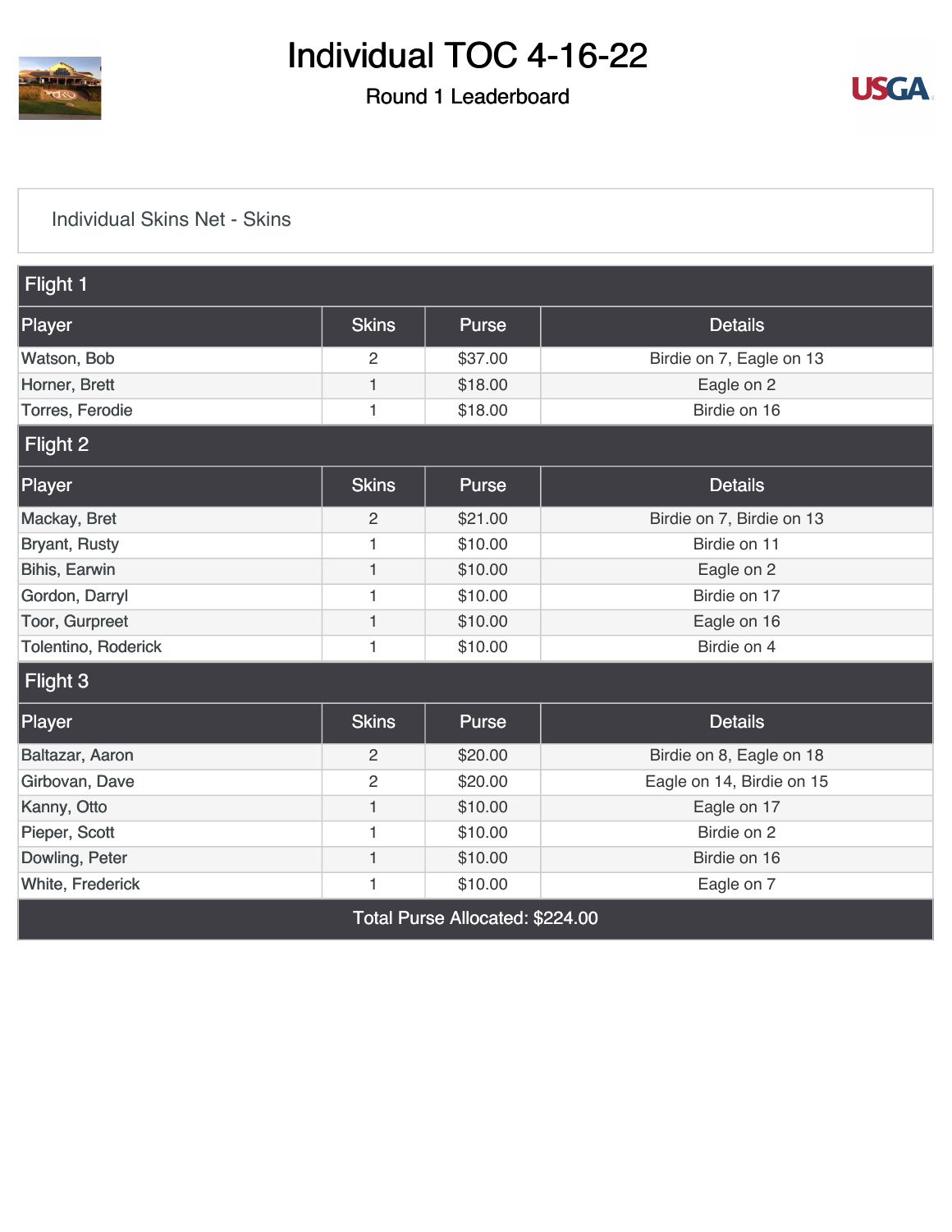# Individual TOC 4-16-22

## Round 1 Leaderboard

### Individual Skins Net - Skins

| Flight 1 | | | |
|---|---|---|---|
| **Player** | **Skins** | **Purse** | **Details** |
| Watson, Bob | 2 | $37.00 | Birdie on 7, Eagle on 13 |
| Horner, Brett | 1 | $18.00 | Eagle on 2 |
| Torres, Ferodie | 1 | $18.00 | Birdie on 16 |

| Flight 2 | | | |
|---|---|---|---|
| **Player** | **Skins** | **Purse** | **Details** |
| Mackay, Bret | 2 | $21.00 | Birdie on 7, Birdie on 13 |
| Bryant, Rusty | 1 | $10.00 | Birdie on 11 |
| Bihis, Earwin | 1 | $10.00 | Eagle on 2 |
| Gordon, Darryl | 1 | $10.00 | Birdie on 17 |
| Toor, Gurpreet | 1 | $10.00 | Eagle on 16 |
| Tolentino, Roderick | 1 | $10.00 | Birdie on 4 |

| Flight 3 | | | |
|---|---|---|---|
| **Player** | **Skins** | **Purse** | **Details** |
| Baltazar, Aaron | 2 | $20.00 | Birdie on 8, Eagle on 18 |
| Girbovan, Dave | 2 | $20.00 | Eagle on 14, Birdie on 15 |
| Kanny, Otto | 1 | $10.00 | Eagle on 17 |
| Pieper, Scott | 1 | $10.00 | Birdie on 2 |
| Dowling, Peter | 1 | $10.00 | Birdie on 16 |
| White, Frederick | 1 | $10.00 | Eagle on 7 |

**Total Purse Allocated: $224.00**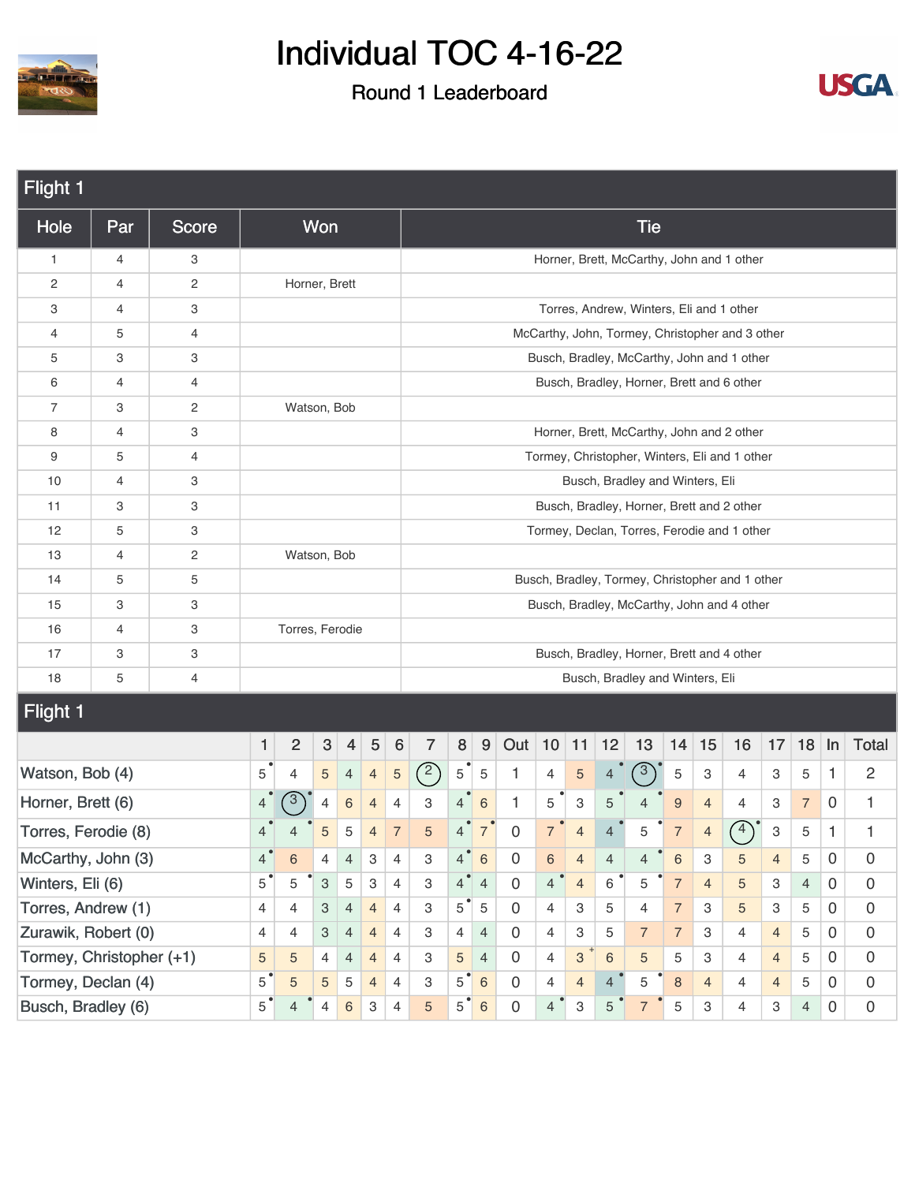# Individual TOC 4-16-22

## Round 1 Leaderboard

### Flight 1

| Hole | Par | Score | Won | Tie |
|---|---|---|---|---|
| 1 | 4 | 3 | | Horner, Brett, McCarthy, John and 1 other |
| 2 | 4 | 2 | Horner, Brett | |
| 3 | 4 | 3 | | Torres, Andrew, Winters, Eli and 1 other |
| 4 | 5 | 4 | | McCarthy, John, Tormey, Christopher and 3 other |
| 5 | 3 | 3 | | Busch, Bradley, McCarthy, John and 1 other |
| 6 | 4 | 4 | | Busch, Bradley, Horner, Brett and 6 other |
| 7 | 3 | 2 | Watson, Bob | |
| 8 | 4 | 3 | | Horner, Brett, McCarthy, John and 2 other |
| 9 | 5 | 4 | | Tormey, Christopher, Winters, Eli and 1 other |
| 10 | 4 | 3 | | Busch, Bradley and Winters, Eli |
| 11 | 3 | 3 | | Busch, Bradley, Horner, Brett and 2 other |
| 12 | 5 | 3 | | Tormey, Declan, Torres, Ferodie and 1 other |
| 13 | 4 | 2 | Watson, Bob | |
| 14 | 5 | 5 | | Busch, Bradley, Tormey, Christopher and 1 other |
| 15 | 3 | 3 | | Busch, Bradley, McCarthy, John and 4 other |
| 16 | 4 | 3 | Torres, Ferodie | |
| 17 | 3 | 3 | | Busch, Bradley, Horner, Brett and 4 other |
| 18 | 5 | 4 | | Busch, Bradley and Winters, Eli |

### Flight 1

| | 1 | 2 | 3 | 4 | 5 | 6 | 7 | 8 | 9 | Out | 10 | 11 | 12 | 13 | 14 | 15 | 16 | 17 | 18 | In | Total |
|---|---|---|---|---|---|---|---|---|---|---|---|---|---|---|---|---|---|---|---|---|---|
| Watson, Bob (4) | 5 | 4 | 5 | 4 | 4 | 5 | 2 | 5 | 5 | 1 | 4 | 5 | 4 | 3 | 5 | 3 | 4 | 3 | 5 | 1 | 2 |
| Horner, Brett (6) | 4 | 3 | 4 | 6 | 4 | 4 | 3 | 4 | 6 | 1 | 5 | 3 | 5 | 4 | 9 | 4 | 4 | 3 | 7 | 0 | 1 |
| Torres, Ferodie (8) | 4 | 4 | 5 | 5 | 4 | 7 | 5 | 4 | 7 | 0 | 7 | 4 | 4 | 5 | 7 | 4 | 4 | 3 | 5 | 1 | 1 |
| McCarthy, John (3) | 4 | 6 | 4 | 4 | 3 | 4 | 3 | 4 | 6 | 0 | 6 | 4 | 4 | 4 | 6 | 3 | 5 | 4 | 5 | 0 | 0 |
| Winters, Eli (6) | 5 | 5 | 3 | 5 | 3 | 4 | 3 | 4 | 4 | 0 | 4 | 4 | 6 | 5 | 7 | 4 | 5 | 3 | 4 | 0 | 0 |
| Torres, Andrew (1) | 4 | 4 | 3 | 4 | 4 | 4 | 3 | 5 | 5 | 0 | 4 | 3 | 5 | 4 | 7 | 3 | 5 | 3 | 5 | 0 | 0 |
| Zurawik, Robert (0) | 4 | 4 | 3 | 4 | 4 | 4 | 3 | 4 | 4 | 0 | 4 | 3 | 5 | 7 | 7 | 3 | 4 | 4 | 5 | 0 | 0 |
| Tormey, Christopher (+1) | 5 | 5 | 4 | 4 | 4 | 4 | 3 | 5 | 4 | 0 | 4 | 3 | 6 | 5 | 5 | 3 | 4 | 4 | 5 | 0 | 0 |
| Tormey, Declan (4) | 5 | 5 | 5 | 5 | 4 | 4 | 3 | 5 | 6 | 0 | 4 | 4 | 4 | 5 | 8 | 4 | 4 | 4 | 5 | 0 | 0 |
| Busch, Bradley (6) | 5 | 4 | 4 | 6 | 3 | 4 | 5 | 5 | 6 | 0 | 4 | 3 | 5 | 7 | 5 | 3 | 4 | 3 | 4 | 0 | 0 |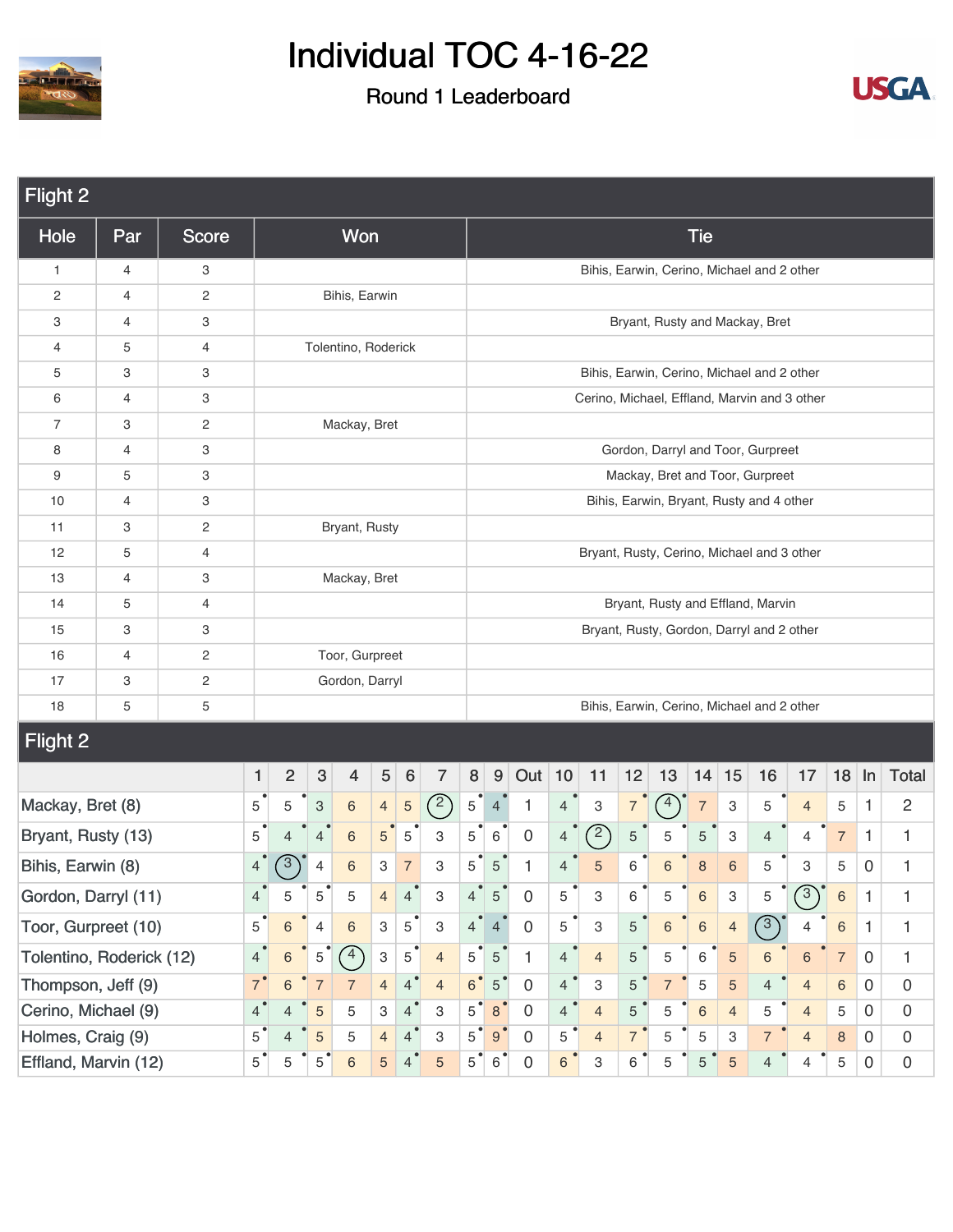# Individual TOC 4-16-22

Round 1 Leaderboard

## Flight 2

| Hole | Par | Score | Won | Tie |
|---|---|---|---|---|
| 1 | 4 | 3 | | Bihis, Earwin, Cerino, Michael and 2 other |
| 2 | 4 | 2 | Bihis, Earwin | |
| 3 | 4 | 3 | | Bryant, Rusty and Mackay, Bret |
| 4 | 5 | 4 | Tolentino, Roderick | |
| 5 | 3 | 3 | | Bihis, Earwin, Cerino, Michael and 2 other |
| 6 | 4 | 3 | | Cerino, Michael, Effland, Marvin and 3 other |
| 7 | 3 | 2 | Mackay, Bret | |
| 8 | 4 | 3 | | Gordon, Darryl and Toor, Gurpreet |
| 9 | 5 | 3 | | Mackay, Bret and Toor, Gurpreet |
| 10 | 4 | 3 | | Bihis, Earwin, Bryant, Rusty and 4 other |
| 11 | 3 | 2 | Bryant, Rusty | |
| 12 | 5 | 4 | | Bryant, Rusty, Cerino, Michael and 3 other |
| 13 | 4 | 3 | Mackay, Bret | |
| 14 | 5 | 4 | | Bryant, Rusty and Effland, Marvin |
| 15 | 3 | 3 | | Bryant, Rusty, Gordon, Darryl and 2 other |
| 16 | 4 | 2 | Toor, Gurpreet | |
| 17 | 3 | 2 | Gordon, Darryl | |
| 18 | 5 | 5 | | Bihis, Earwin, Cerino, Michael and 2 other |

## Flight 2

| | 1 | 2 | 3 | 4 | 5 | 6 | 7 | 8 | 9 | Out | 10 | 11 | 12 | 13 | 14 | 15 | 16 | 17 | 18 | In | Total |
|---|---|---|---|---|---|---|---|---|---|---|---|---|---|---|---|---|---|---|---|---|---|
| Mackay, Bret (8) | 5 | 5 | 3 | 6 | 4 | 5 | 2 | 5 | 4 | 1 | 4 | 3 | 7 | 4 | 7 | 3 | 5 | 4 | 5 | 1 | 2 |
| Bryant, Rusty (13) | 5 | 4 | 4 | 6 | 5 | 5 | 3 | 5 | 6 | 0 | 4 | 2 | 5 | 5 | 5 | 3 | 4 | 4 | 7 | 1 | 1 |
| Bihis, Earwin (8) | 4 | 3 | 4 | 6 | 3 | 7 | 3 | 5 | 5 | 1 | 4 | 5 | 6 | 6 | 8 | 6 | 5 | 3 | 5 | 0 | 1 |
| Gordon, Darryl (11) | 4 | 5 | 5 | 5 | 4 | 4 | 3 | 4 | 5 | 0 | 5 | 3 | 6 | 5 | 6 | 3 | 5 | 3 | 6 | 1 | 1 |
| Toor, Gurpreet (10) | 5 | 6 | 4 | 6 | 3 | 5 | 3 | 4 | 4 | 0 | 5 | 3 | 5 | 6 | 6 | 4 | 3 | 4 | 6 | 1 | 1 |
| Tolentino, Roderick (12) | 4 | 6 | 5 | 4 | 3 | 5 | 4 | 5 | 5 | 1 | 4 | 4 | 5 | 5 | 6 | 5 | 6 | 6 | 7 | 0 | 1 |
| Thompson, Jeff (9) | 7 | 6 | 7 | 7 | 4 | 4 | 4 | 6 | 5 | 0 | 4 | 3 | 5 | 7 | 5 | 5 | 4 | 4 | 6 | 0 | 0 |
| Cerino, Michael (9) | 4 | 4 | 5 | 5 | 3 | 4 | 3 | 5 | 8 | 0 | 4 | 4 | 5 | 5 | 6 | 4 | 5 | 4 | 5 | 0 | 0 |
| Holmes, Craig (9) | 5 | 4 | 5 | 5 | 4 | 4 | 3 | 5 | 9 | 0 | 5 | 4 | 7 | 5 | 5 | 3 | 7 | 4 | 8 | 0 | 0 |
| Effland, Marvin (12) | 5 | 5 | 5 | 6 | 5 | 4 | 5 | 5 | 6 | 0 | 6 | 3 | 6 | 5 | 5 | 5 | 4 | 4 | 5 | 0 | 0 |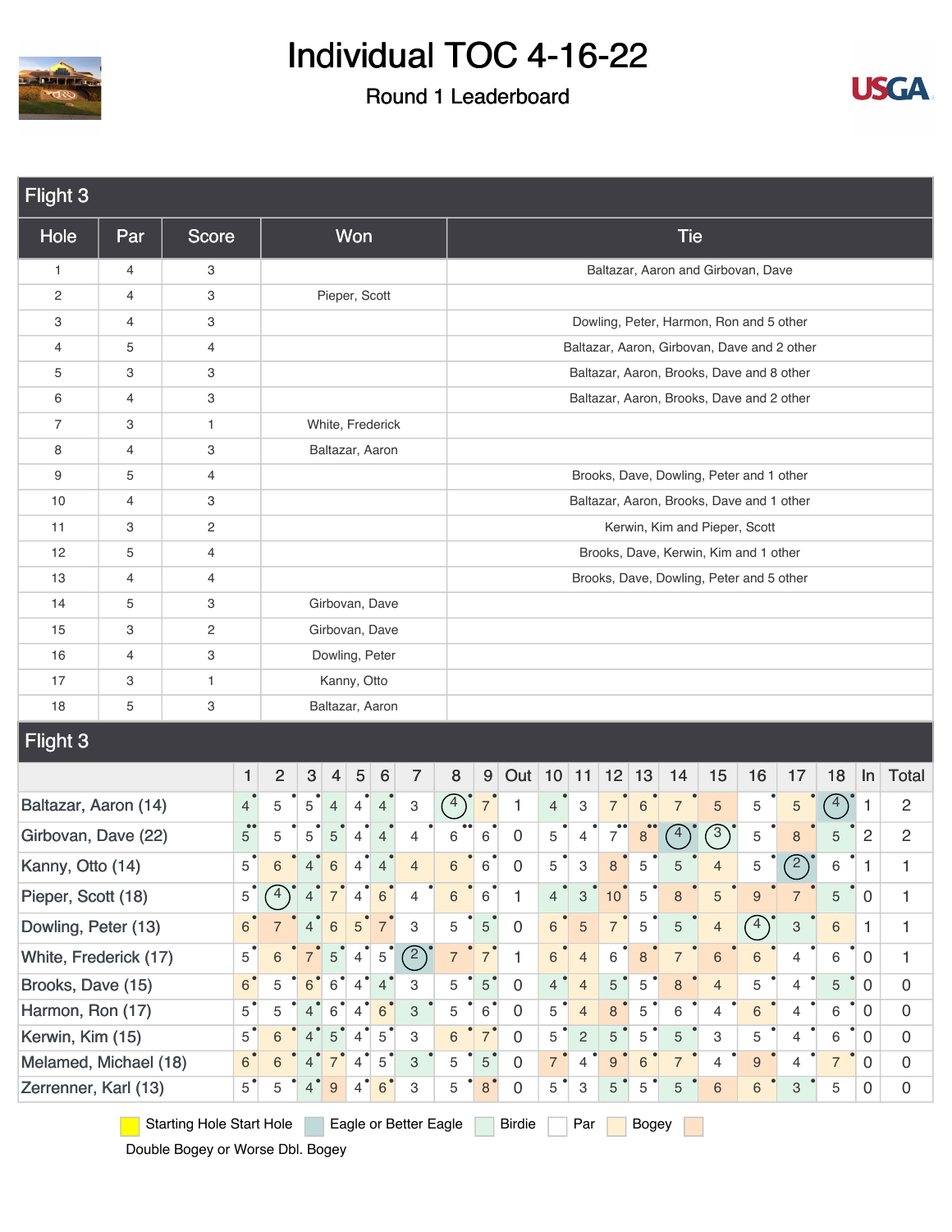# Individual TOC 4-16-22

Round 1 Leaderboard

## Flight 3

| Hole | Par | Score | Won | Tie |
|---|---|---|---|---|
| 1 | 4 | 3 | | Baltazar, Aaron and Girbovan, Dave |
| 2 | 4 | 3 | Pieper, Scott | |
| 3 | 4 | 3 | | Dowling, Peter, Harmon, Ron and 5 other |
| 4 | 5 | 4 | | Baltazar, Aaron, Girbovan, Dave and 2 other |
| 5 | 3 | 3 | | Baltazar, Aaron, Brooks, Dave and 8 other |
| 6 | 4 | 3 | | Baltazar, Aaron, Brooks, Dave and 2 other |
| 7 | 3 | 1 | White, Frederick | |
| 8 | 4 | 3 | Baltazar, Aaron | |
| 9 | 5 | 4 | | Brooks, Dave, Dowling, Peter and 1 other |
| 10 | 4 | 3 | | Baltazar, Aaron, Brooks, Dave and 1 other |
| 11 | 3 | 2 | | Kerwin, Kim and Pieper, Scott |
| 12 | 5 | 4 | | Brooks, Dave, Kerwin, Kim and 1 other |
| 13 | 4 | 4 | | Brooks, Dave, Dowling, Peter and 5 other |
| 14 | 5 | 3 | Girbovan, Dave | |
| 15 | 3 | 2 | Girbovan, Dave | |
| 16 | 4 | 3 | Dowling, Peter | |
| 17 | 3 | 1 | Kanny, Otto | |
| 18 | 5 | 3 | Baltazar, Aaron | |

## Flight 3

| | 1 | 2 | 3 | 4 | 5 | 6 | 7 | 8 | 9 | Out | 10 | 11 | 12 | 13 | 14 | 15 | 16 | 17 | 18 | In | Total |
|---|---|---|---|---|---|---|---|---|---|---|---|---|---|---|---|---|---|---|---|---|---|
| Baltazar, Aaron (14) | 4 | 5 | 5 | 4 | 4 | 4 | 3 | 4 | 7 | 1 | 4 | 3 | 7 | 6 | 7 | 5 | 5 | 5 | 4 | 1 | 2 |
| Girbovan, Dave (22) | 5 | 5 | 5 | 5 | 4 | 4 | 4 | 6 | 6 | 0 | 5 | 4 | 7 | 8 | 4 | 3 | 5 | 8 | 5 | 2 | 2 |
| Kanny, Otto (14) | 5 | 6 | 4 | 6 | 4 | 4 | 4 | 6 | 6 | 0 | 5 | 3 | 8 | 5 | 5 | 4 | 5 | 2 | 6 | 1 | 1 |
| Pieper, Scott (18) | 5 | 4 | 4 | 7 | 4 | 6 | 4 | 6 | 6 | 1 | 4 | 3 | 10 | 5 | 8 | 5 | 9 | 7 | 5 | 0 | 1 |
| Dowling, Peter (13) | 6 | 7 | 4 | 6 | 5 | 7 | 3 | 5 | 5 | 0 | 6 | 5 | 7 | 5 | 5 | 4 | 4 | 3 | 6 | 1 | 1 |
| White, Frederick (17) | 5 | 6 | 7 | 5 | 4 | 5 | 2 | 7 | 7 | 1 | 6 | 4 | 6 | 8 | 7 | 6 | 6 | 4 | 6 | 0 | 1 |
| Brooks, Dave (15) | 6 | 5 | 6 | 6 | 4 | 4 | 3 | 5 | 5 | 0 | 4 | 4 | 5 | 5 | 8 | 4 | 5 | 4 | 5 | 0 | 0 |
| Harmon, Ron (17) | 5 | 5 | 4 | 6 | 4 | 6 | 3 | 5 | 6 | 0 | 5 | 4 | 8 | 5 | 6 | 4 | 6 | 4 | 6 | 0 | 0 |
| Kerwin, Kim (15) | 5 | 6 | 4 | 5 | 4 | 5 | 3 | 6 | 7 | 0 | 5 | 2 | 5 | 5 | 5 | 3 | 5 | 4 | 6 | 0 | 0 |
| Melamed, Michael (18) | 6 | 6 | 4 | 7 | 4 | 5 | 3 | 5 | 5 | 0 | 7 | 4 | 9 | 6 | 7 | 4 | 9 | 4 | 7 | 0 | 0 |
| Zerrenner, Karl (13) | 5 | 5 | 4 | 9 | 4 | 6 | 3 | 5 | 8 | 0 | 5 | 3 | 5 | 5 | 5 | 6 | 6 | 3 | 5 | 0 | 0 |

Starting Hole Start Hole | Eagle or Better Eagle | Birdie | Par | Bogey | Double Bogey or Worse Dbl. Bogey